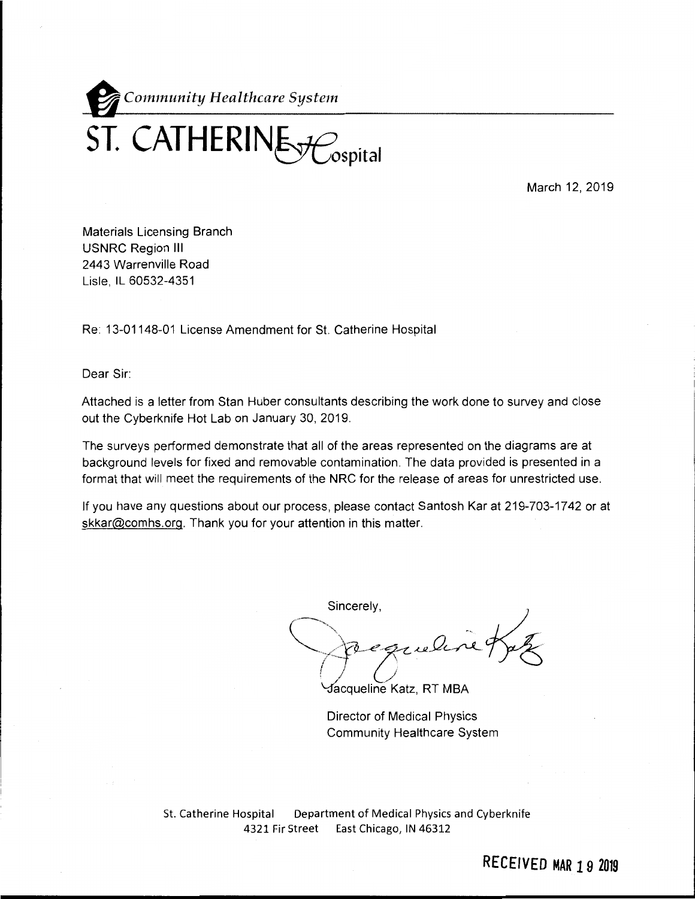*Community Healthcare System*

# ST. CATHERINE Hospital

March 12, 2019

Materials Licensing Branch
USNRC Region III
2443 Warrenville Road
Lisle, IL 60532-4351

Re: 13-01148-01 License Amendment for St. Catherine Hospital

Dear Sir:

Attached is a letter from Stan Huber consultants describing the work done to survey and close out the Cyberknife Hot Lab on January 30, 2019.

The surveys performed demonstrate that all of the areas represented on the diagrams are at background levels for fixed and removable contamination. The data provided is presented in a format that will meet the requirements of the NRC for the release of areas for unrestricted use.

If you have any questions about our process, please contact Santosh Kar at 219-703-1742 or at skkar@comhs.org. Thank you for your attention in this matter.

Sincerely,

Jacqueline Katz, RT MBA

Director of Medical Physics
Community Healthcare System

St. Catherine Hospital Department of Medical Physics and Cyberknife
4321 Fir Street East Chicago, IN 46312

RECEIVED MAR 19 2019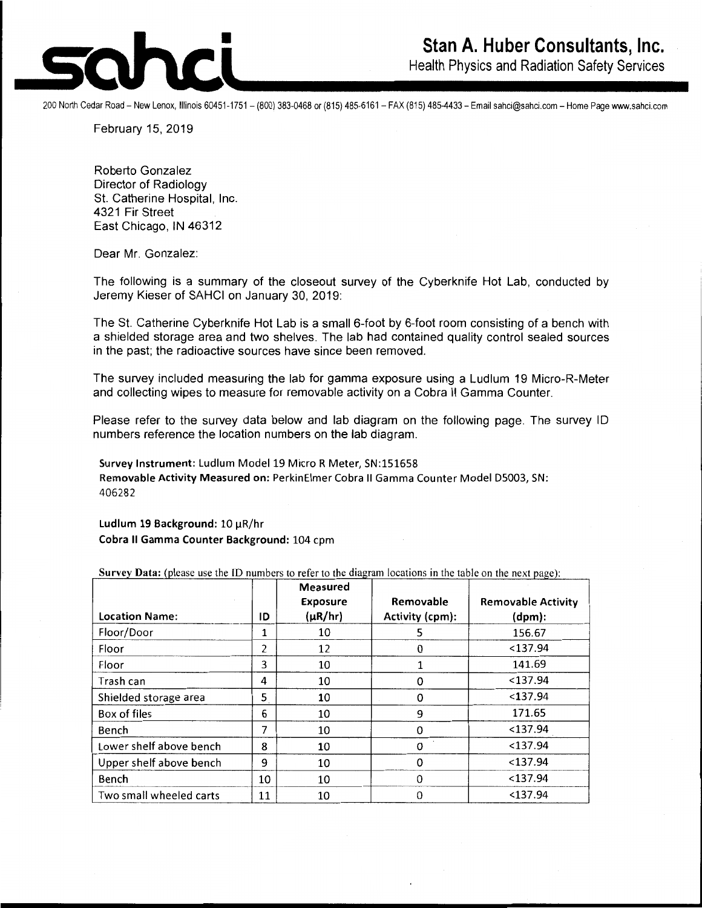# sahci

## Stan A. Huber Consultants, Inc.

Health Physics and Radiation Safety Services

200 North Cedar Road – New Lenox, Illinois 60451-1751 – (800) 383-0468 or (815) 485-6161 – FAX (815) 485-4433 – Email sahci@sahci.com – Home Page www.sahci.com

February 15, 2019

Roberto Gonzalez
Director of Radiology
St. Catherine Hospital, Inc.
4321 Fir Street
East Chicago, IN 46312

Dear Mr. Gonzalez:

The following is a summary of the closeout survey of the Cyberknife Hot Lab, conducted by Jeremy Kieser of SAHCI on January 30, 2019:

The St. Catherine Cyberknife Hot Lab is a small 6-foot by 6-foot room consisting of a bench with a shielded storage area and two shelves. The lab had contained quality control sealed sources in the past; the radioactive sources have since been removed.

The survey included measuring the lab for gamma exposure using a Ludlum 19 Micro-R-Meter and collecting wipes to measure for removable activity on a Cobra II Gamma Counter.

Please refer to the survey data below and lab diagram on the following page. The survey ID numbers reference the location numbers on the lab diagram.

**Survey Instrument:** Ludlum Model 19 Micro R Meter, SN:151658
**Removable Activity Measured on:** PerkinElmer Cobra II Gamma Counter Model D5003, SN: 406282

**Ludlum 19 Background:** 10 μR/hr
**Cobra II Gamma Counter Background:** 104 cpm

**Survey Data:** (please use the ID numbers to refer to the diagram locations in the table on the next page):

| Location Name: | ID | Measured Exposure (μR/hr) | Removable Activity (cpm): | Removable Activity (dpm): |
|---|---|---|---|---|
| Floor/Door | 1 | 10 | 5 | 156.67 |
| Floor | 2 | 12 | 0 | <137.94 |
| Floor | 3 | 10 | 1 | 141.69 |
| Trash can | 4 | 10 | 0 | <137.94 |
| Shielded storage area | 5 | 10 | 0 | <137.94 |
| Box of files | 6 | 10 | 9 | 171.65 |
| Bench | 7 | 10 | 0 | <137.94 |
| Lower shelf above bench | 8 | 10 | 0 | <137.94 |
| Upper shelf above bench | 9 | 10 | 0 | <137.94 |
| Bench | 10 | 10 | 0 | <137.94 |
| Two small wheeled carts | 11 | 10 | 0 | <137.94 |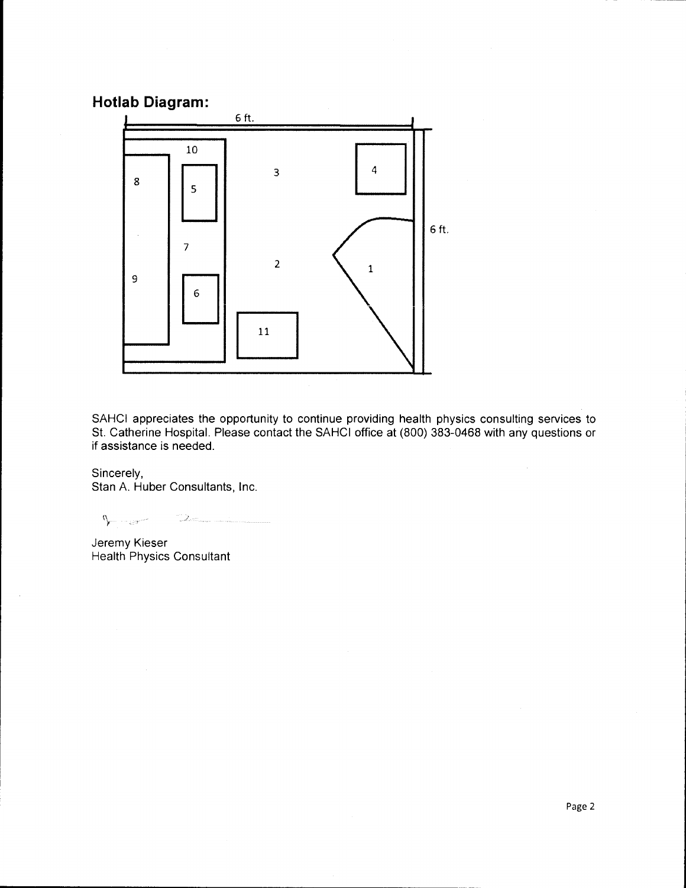## Hotlab Diagram:

6 ft.

10

8

5

3

4

6 ft.

7

2

1

9

6

11

SAHCI appreciates the opportunity to continue providing health physics consulting services to St. Catherine Hospital. Please contact the SAHCI office at (800) 383-0468 with any questions or if assistance is needed.

Sincerely,
Stan A. Huber Consultants, Inc.

Jeremy Kieser
Health Physics Consultant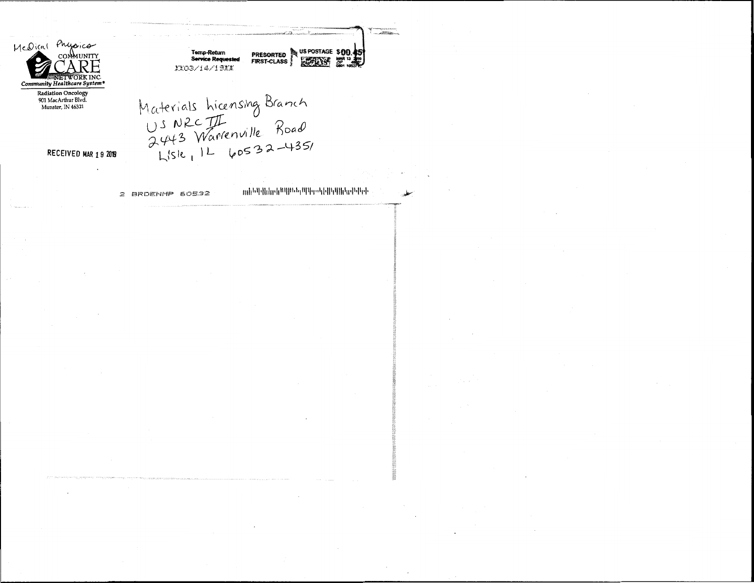Medical Physics

COMMUNITY CARE NETWORK INC.

*Community Healthcare System®*

**Radiation Oncology**
901 MacArthur Blvd.
Munster, IN 46321

Temp-Return
Service Requested
XX03/14/19XX

PRESORTED
FIRST-CLASS

US POSTAGE $00.45
MAR 13 2019
ZIP 46321
0801 10527

Materials Licensing Branch
US NRC III
2443 Warrenville Road
Lisle, IL 60532-4351

RECEIVED MAR 19 2019

2 BRDENMP 60532